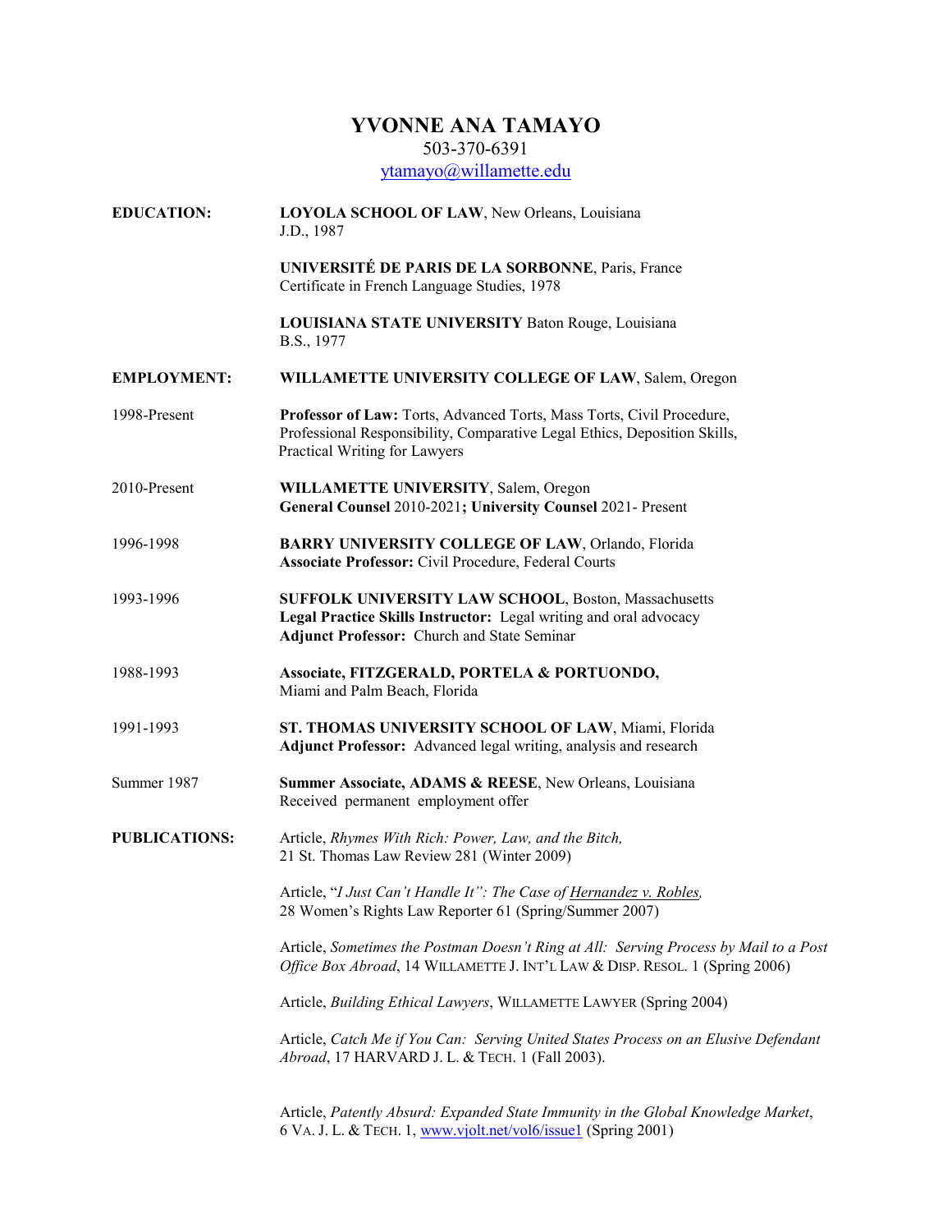# YVONNE ANA TAMAYO

503-370-6391

ytamayo@willamette.edu

**EDUCATION:**

**LOYOLA SCHOOL OF LAW**, New Orleans, Louisiana
J.D., 1987

**UNIVERSITÉ DE PARIS DE LA SORBONNE**, Paris, France
Certificate in French Language Studies, 1978

**LOUISIANA STATE UNIVERSITY** Baton Rouge, Louisiana
B.S., 1977

**EMPLOYMENT:**

**WILLAMETTE UNIVERSITY COLLEGE OF LAW**, Salem, Oregon

1998-Present
**Professor of Law:** Torts, Advanced Torts, Mass Torts, Civil Procedure, Professional Responsibility, Comparative Legal Ethics, Deposition Skills, Practical Writing for Lawyers

2010-Present
**WILLAMETTE UNIVERSITY**, Salem, Oregon
**General Counsel** 2010-2021**; University Counsel** 2021- Present

1996-1998
**BARRY UNIVERSITY COLLEGE OF LAW**, Orlando, Florida
**Associate Professor:** Civil Procedure, Federal Courts

1993-1996
**SUFFOLK UNIVERSITY LAW SCHOOL**, Boston, Massachusetts
**Legal Practice Skills Instructor:** Legal writing and oral advocacy
**Adjunct Professor:** Church and State Seminar

1988-1993
**Associate, FITZGERALD, PORTELA & PORTUONDO,**
Miami and Palm Beach, Florida

1991-1993
**ST. THOMAS UNIVERSITY SCHOOL OF LAW**, Miami, Florida
**Adjunct Professor:** Advanced legal writing, analysis and research

Summer 1987
**Summer Associate, ADAMS & REESE**, New Orleans, Louisiana
Received permanent employment offer

**PUBLICATIONS:**

Article, *Rhymes With Rich: Power, Law, and the Bitch,*
21 St. Thomas Law Review 281 (Winter 2009)

Article, "*I Just Can't Handle It": The Case of Hernandez v. Robles,*
28 Women's Rights Law Reporter 61 (Spring/Summer 2007)

Article, *Sometimes the Postman Doesn't Ring at All: Serving Process by Mail to a Post Office Box Abroad*, 14 WILLAMETTE J. INT'L LAW & DISP. RESOL. 1 (Spring 2006)

Article, *Building Ethical Lawyers*, WILLAMETTE LAWYER (Spring 2004)

Article, *Catch Me if You Can: Serving United States Process on an Elusive Defendant Abroad*, 17 HARVARD J. L. & TECH. 1 (Fall 2003).

Article, *Patently Absurd: Expanded State Immunity in the Global Knowledge Market*, 6 VA. J. L. & TECH. 1, www.vjolt.net/vol6/issue1 (Spring 2001)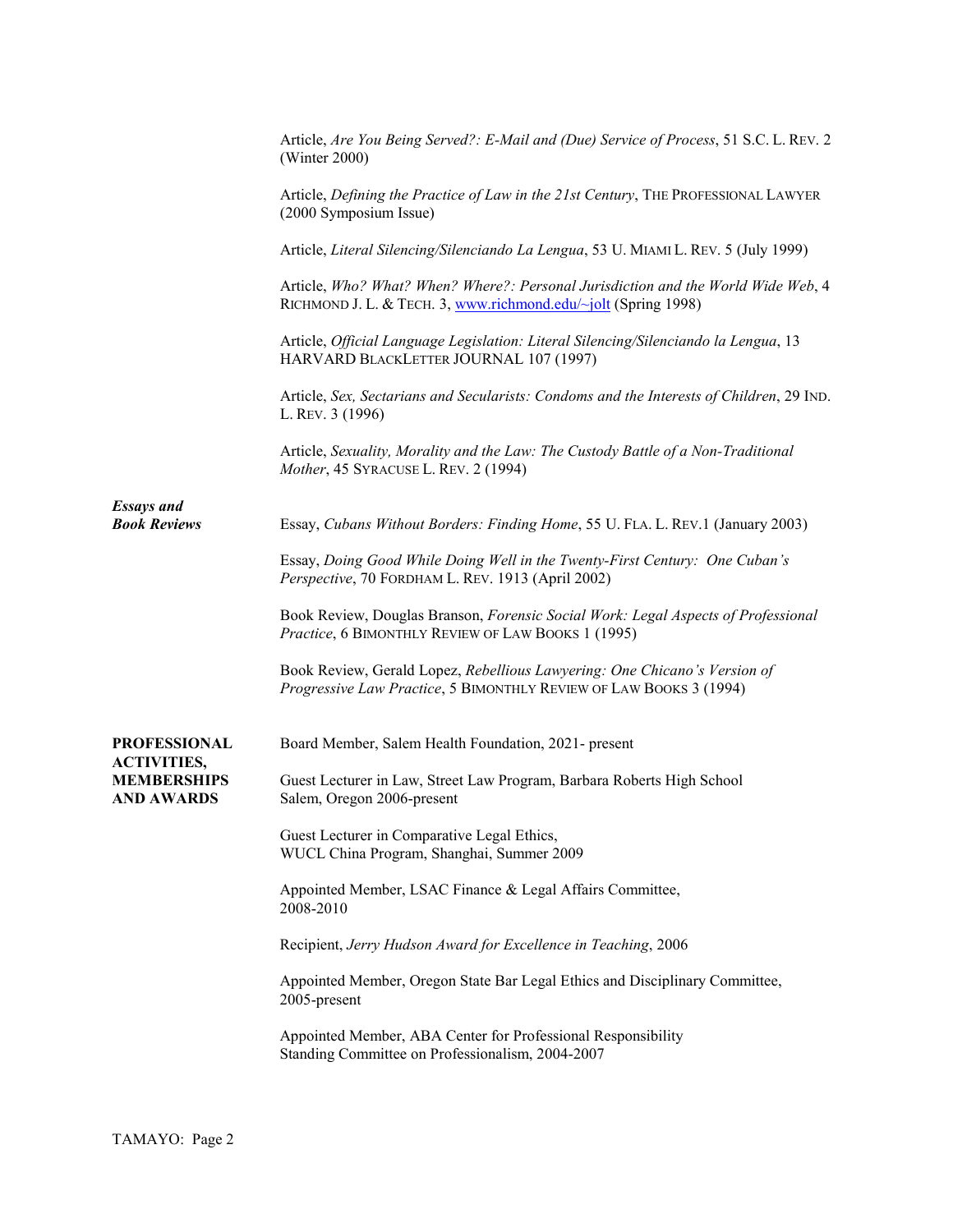Article, *Are You Being Served?: E-Mail and (Due) Service of Process*, 51 S.C. L. REV. 2 (Winter 2000)

Article, *Defining the Practice of Law in the 21st Century*, THE PROFESSIONAL LAWYER (2000 Symposium Issue)

Article, *Literal Silencing/Silenciando La Lengua*, 53 U. MIAMI L. REV. 5 (July 1999)

Article, *Who? What? When? Where?: Personal Jurisdiction and the World Wide Web*, 4 RICHMOND J. L. & TECH. 3, www.richmond.edu/~jolt (Spring 1998)

Article, *Official Language Legislation: Literal Silencing/Silenciando la Lengua*, 13 HARVARD BLACKLETTER JOURNAL 107 (1997)

Article, *Sex, Sectarians and Secularists: Condoms and the Interests of Children*, 29 IND. L. REV. 3 (1996)

Article, *Sexuality, Morality and the Law: The Custody Battle of a Non-Traditional Mother*, 45 SYRACUSE L. REV. 2 (1994)

***Essays and Book Reviews***

Essay, *Cubans Without Borders: Finding Home*, 55 U. FLA. L. REV.1 (January 2003)

Essay, *Doing Good While Doing Well in the Twenty-First Century: One Cuban's Perspective*, 70 FORDHAM L. REV. 1913 (April 2002)

Book Review, Douglas Branson, *Forensic Social Work: Legal Aspects of Professional Practice*, 6 BIMONTHLY REVIEW OF LAW BOOKS 1 (1995)

Book Review, Gerald Lopez, *Rebellious Lawyering: One Chicano's Version of Progressive Law Practice*, 5 BIMONTHLY REVIEW OF LAW BOOKS 3 (1994)

**PROFESSIONAL ACTIVITIES, MEMBERSHIPS AND AWARDS**

Board Member, Salem Health Foundation, 2021- present

Guest Lecturer in Law, Street Law Program, Barbara Roberts High School Salem, Oregon 2006-present

Guest Lecturer in Comparative Legal Ethics, WUCL China Program, Shanghai, Summer 2009

Appointed Member, LSAC Finance & Legal Affairs Committee, 2008-2010

Recipient, *Jerry Hudson Award for Excellence in Teaching*, 2006

Appointed Member, Oregon State Bar Legal Ethics and Disciplinary Committee, 2005-present

Appointed Member, ABA Center for Professional Responsibility Standing Committee on Professionalism, 2004-2007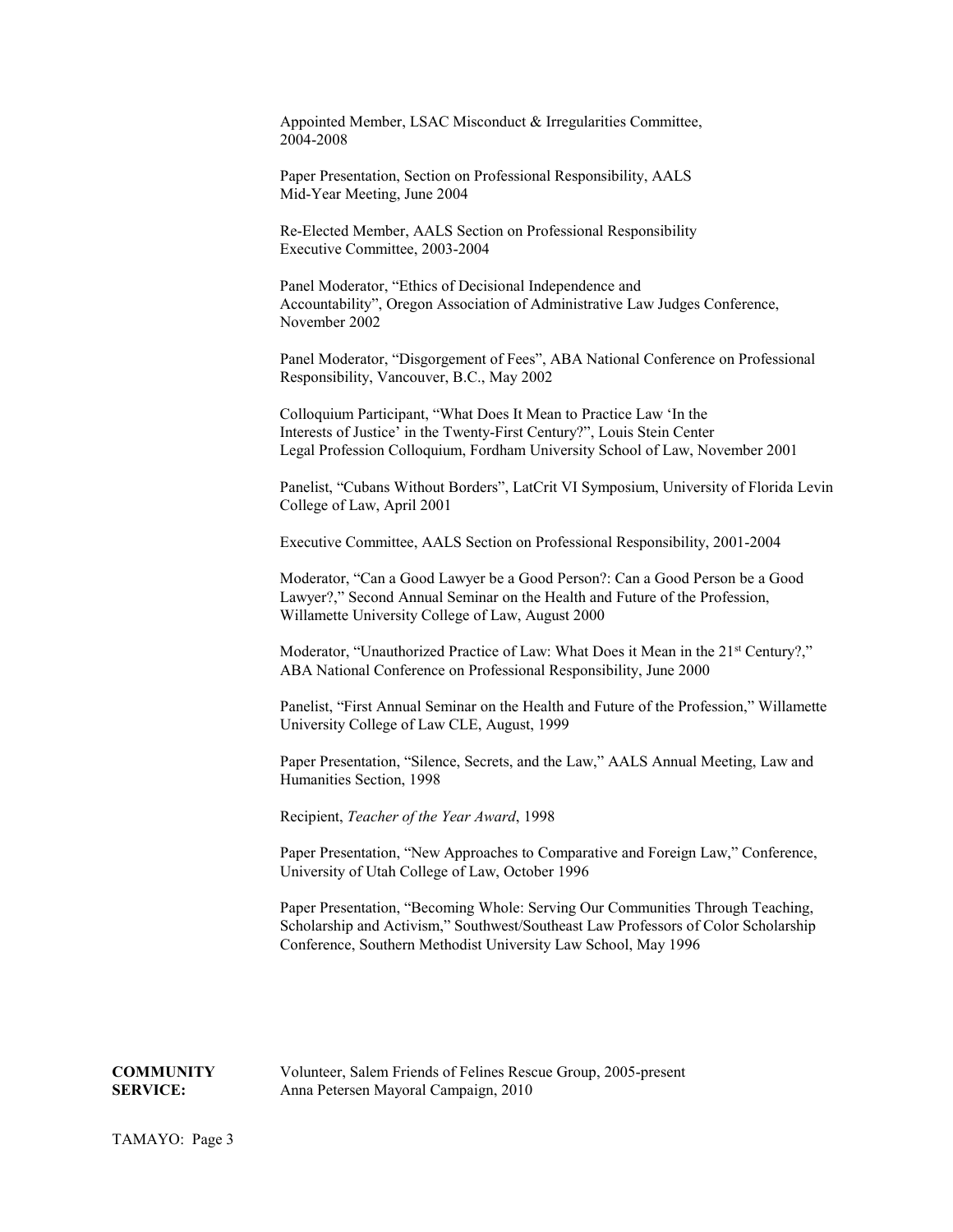Appointed Member, LSAC Misconduct & Irregularities Committee, 2004-2008

Paper Presentation, Section on Professional Responsibility, AALS Mid-Year Meeting, June 2004

Re-Elected Member, AALS Section on Professional Responsibility Executive Committee, 2003-2004

Panel Moderator, "Ethics of Decisional Independence and Accountability", Oregon Association of Administrative Law Judges Conference, November 2002

Panel Moderator, "Disgorgement of Fees", ABA National Conference on Professional Responsibility, Vancouver, B.C., May 2002

Colloquium Participant, "What Does It Mean to Practice Law 'In the Interests of Justice' in the Twenty-First Century?", Louis Stein Center Legal Profession Colloquium, Fordham University School of Law, November 2001

Panelist, "Cubans Without Borders", LatCrit VI Symposium, University of Florida Levin College of Law, April 2001

Executive Committee, AALS Section on Professional Responsibility, 2001-2004

Moderator, "Can a Good Lawyer be a Good Person?: Can a Good Person be a Good Lawyer?," Second Annual Seminar on the Health and Future of the Profession, Willamette University College of Law, August 2000

Moderator, "Unauthorized Practice of Law: What Does it Mean in the 21st Century?," ABA National Conference on Professional Responsibility, June 2000

Panelist, "First Annual Seminar on the Health and Future of the Profession," Willamette University College of Law CLE, August, 1999

Paper Presentation, "Silence, Secrets, and the Law," AALS Annual Meeting, Law and Humanities Section, 1998

Recipient, *Teacher of the Year Award*, 1998

Paper Presentation, "New Approaches to Comparative and Foreign Law," Conference, University of Utah College of Law, October 1996

Paper Presentation, "Becoming Whole: Serving Our Communities Through Teaching, Scholarship and Activism," Southwest/Southeast Law Professors of Color Scholarship Conference, Southern Methodist University Law School, May 1996

**COMMUNITY SERVICE:**

Volunteer, Salem Friends of Felines Rescue Group, 2005-present
Anna Petersen Mayoral Campaign, 2010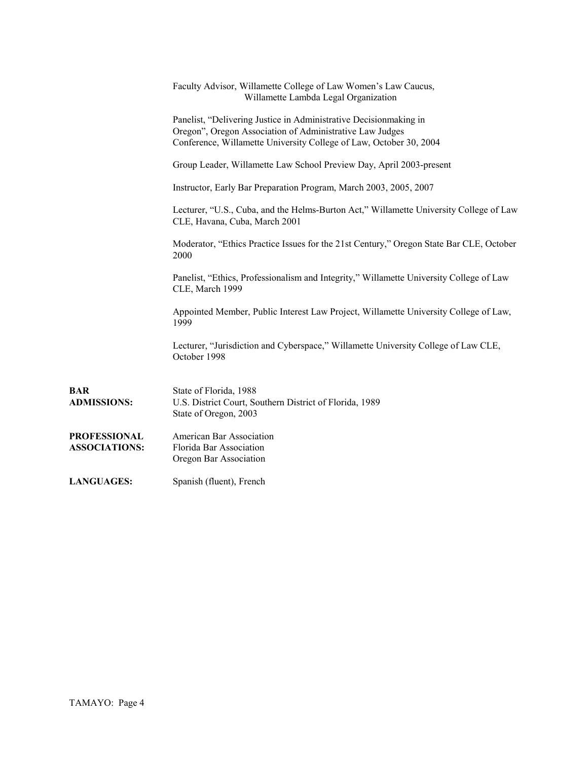Faculty Advisor, Willamette College of Law Women's Law Caucus, Willamette Lambda Legal Organization

Panelist, "Delivering Justice in Administrative Decisionmaking in Oregon", Oregon Association of Administrative Law Judges Conference, Willamette University College of Law, October 30, 2004

Group Leader, Willamette Law School Preview Day, April 2003-present

Instructor, Early Bar Preparation Program, March 2003, 2005, 2007

Lecturer, "U.S., Cuba, and the Helms-Burton Act," Willamette University College of Law CLE, Havana, Cuba, March 2001

Moderator, "Ethics Practice Issues for the 21st Century," Oregon State Bar CLE, October 2000

Panelist, "Ethics, Professionalism and Integrity," Willamette University College of Law CLE, March 1999

Appointed Member, Public Interest Law Project, Willamette University College of Law, 1999

Lecturer, "Jurisdiction and Cyberspace," Willamette University College of Law CLE, October 1998

**BAR ADMISSIONS:**

State of Florida, 1988
U.S. District Court, Southern District of Florida, 1989
State of Oregon, 2003

**PROFESSIONAL ASSOCIATIONS:**

American Bar Association
Florida Bar Association
Oregon Bar Association

**LANGUAGES:** Spanish (fluent), French